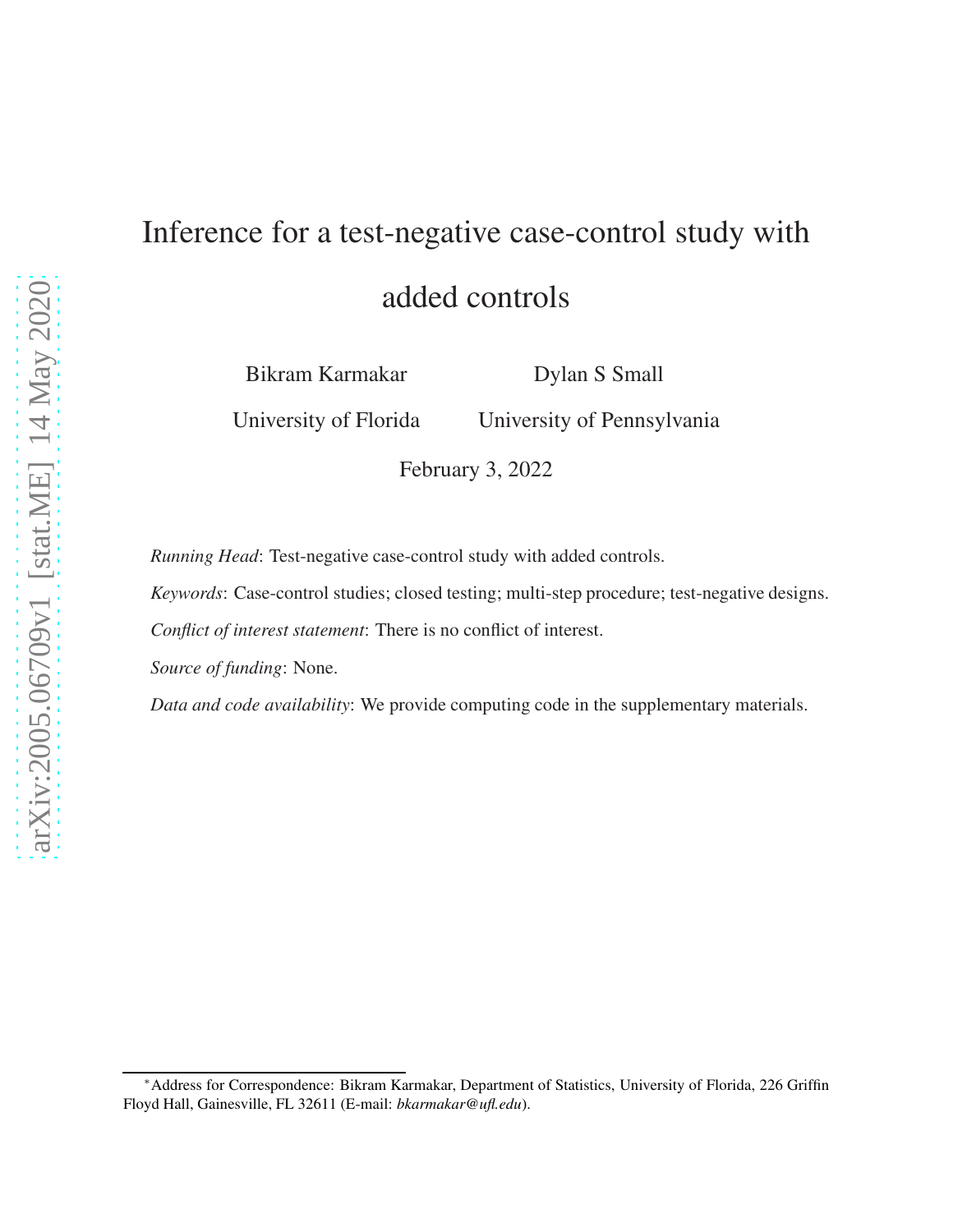# Inference for a test-negative case-control study with added controls

Bikram Karmakar — University of Florida

Dylan S Small — University of Pennsylvania

February 3, 2022

*Running Head*: Test-negative case-control study with added controls.

*Keywords*: Case-control studies; closed testing; multi-step procedure; test-negative designs.

*Conflict of interest statement*: There is no conflict of interest.

*Source of funding*: None.

*Data and code availability*: We provide computing code in the supplementary materials.

*Address for Correspondence: Bikram Karmakar, Department of Statistics, University of Florida, 226 Griffin Floyd Hall, Gainesville, FL 32611 (E-mail: *bkarmakar@ufl.edu*).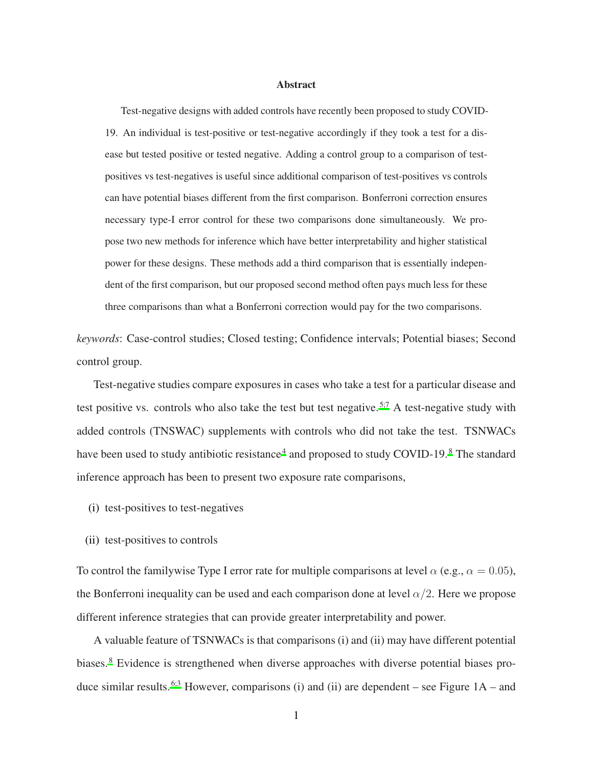## Abstract

Test-negative designs with added controls have recently been proposed to study COVID-19. An individual is test-positive or test-negative accordingly if they took a test for a disease but tested positive or tested negative. Adding a control group to a comparison of test-positives vs test-negatives is useful since additional comparison of test-positives vs controls can have potential biases different from the first comparison. Bonferroni correction ensures necessary type-I error control for these two comparisons done simultaneously. We propose two new methods for inference which have better interpretability and higher statistical power for these designs. These methods add a third comparison that is essentially independent of the first comparison, but our proposed second method often pays much less for these three comparisons than what a Bonferroni correction would pay for the two comparisons.

*keywords*: Case-control studies; Closed testing; Confidence intervals; Potential biases; Second control group.

Test-negative studies compare exposures in cases who take a test for a particular disease and test positive vs. controls who also take the test but test negative.[5;7] A test-negative study with added controls (TNSWAC) supplements with controls who did not take the test. TSNWACs have been used to study antibiotic resistance[4] and proposed to study COVID-19.[8] The standard inference approach has been to present two exposure rate comparisons,

(i) test-positives to test-negatives

(ii) test-positives to controls

To control the familywise Type I error rate for multiple comparisons at level $\alpha$ (e.g., $\alpha = 0.05$), the Bonferroni inequality can be used and each comparison done at level $\alpha/2$. Here we propose different inference strategies that can provide greater interpretability and power.

A valuable feature of TSNWACs is that comparisons (i) and (ii) may have different potential biases.[8] Evidence is strengthened when diverse approaches with diverse potential biases produce similar results.[6;3] However, comparisons (i) and (ii) are dependent – see Figure 1A – and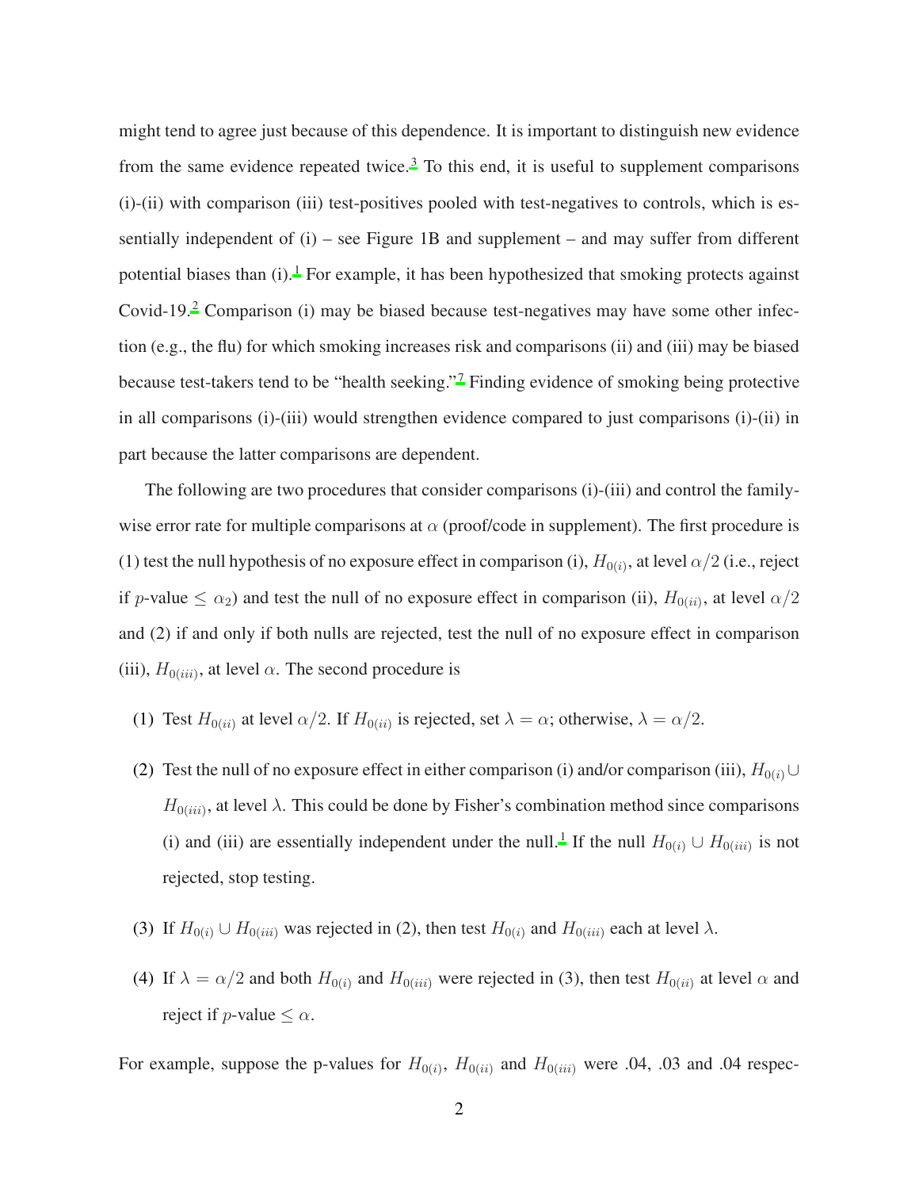might tend to agree just because of this dependence. It is important to distinguish new evidence from the same evidence repeated twice.[3] To this end, it is useful to supplement comparisons (i)-(ii) with comparison (iii) test-positives pooled with test-negatives to controls, which is essentially independent of (i) – see Figure 1B and supplement – and may suffer from different potential biases than (i).[1] For example, it has been hypothesized that smoking protects against Covid-19.[2] Comparison (i) may be biased because test-negatives may have some other infection (e.g., the flu) for which smoking increases risk and comparisons (ii) and (iii) may be biased because test-takers tend to be "health seeking."[7] Finding evidence of smoking being protective in all comparisons (i)-(iii) would strengthen evidence compared to just comparisons (i)-(ii) in part because the latter comparisons are dependent.

The following are two procedures that consider comparisons (i)-(iii) and control the family-wise error rate for multiple comparisons at $\alpha$ (proof/code in supplement). The first procedure is (1) test the null hypothesis of no exposure effect in comparison (i), $H_{0(i)}$, at level $\alpha/2$ (i.e., reject if $p$-value $\leq \alpha_2$) and test the null of no exposure effect in comparison (ii), $H_{0(ii)}$, at level $\alpha/2$ and (2) if and only if both nulls are rejected, test the null of no exposure effect in comparison (iii), $H_{0(iii)}$, at level $\alpha$. The second procedure is

(1) Test $H_{0(ii)}$ at level $\alpha/2$. If $H_{0(ii)}$ is rejected, set $\lambda = \alpha$; otherwise, $\lambda = \alpha/2$.

(2) Test the null of no exposure effect in either comparison (i) and/or comparison (iii), $H_{0(i)} \cup H_{0(iii)}$, at level $\lambda$. This could be done by Fisher's combination method since comparisons (i) and (iii) are essentially independent under the null.[1] If the null $H_{0(i)} \cup H_{0(iii)}$ is not rejected, stop testing.

(3) If $H_{0(i)} \cup H_{0(iii)}$ was rejected in (2), then test $H_{0(i)}$ and $H_{0(iii)}$ each at level $\lambda$.

(4) If $\lambda = \alpha/2$ and both $H_{0(i)}$ and $H_{0(iii)}$ were rejected in (3), then test $H_{0(ii)}$ at level $\alpha$ and reject if $p$-value $\leq \alpha$.

For example, suppose the p-values for $H_{0(i)}$, $H_{0(ii)}$ and $H_{0(iii)}$ were .04, .03 and .04 respec-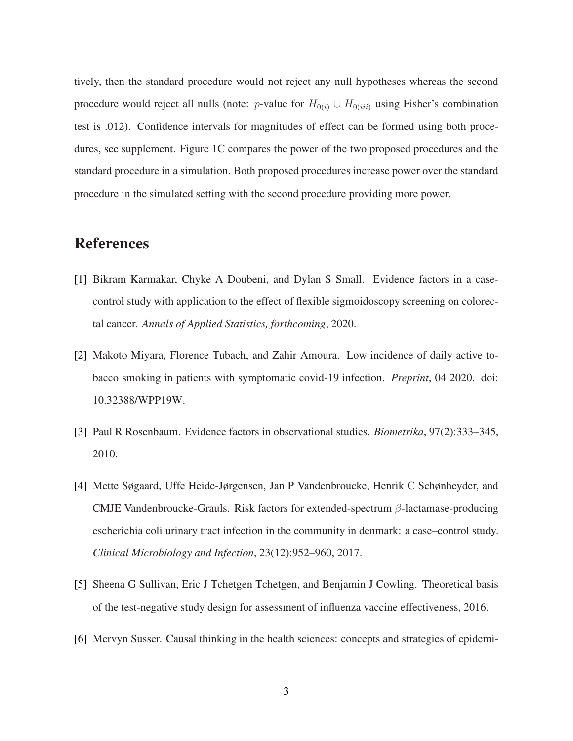tively, then the standard procedure would not reject any null hypotheses whereas the second procedure would reject all nulls (note: $p$-value for $H_{0(i)} \cup H_{0(iii)}$ using Fisher's combination test is .012). Confidence intervals for magnitudes of effect can be formed using both procedures, see supplement. Figure 1C compares the power of the two proposed procedures and the standard procedure in a simulation. Both proposed procedures increase power over the standard procedure in the simulated setting with the second procedure providing more power.

## References

[1] Bikram Karmakar, Chyke A Doubeni, and Dylan S Small. Evidence factors in a case-control study with application to the effect of flexible sigmoidoscopy screening on colorectal cancer. *Annals of Applied Statistics, forthcoming*, 2020.

[2] Makoto Miyara, Florence Tubach, and Zahir Amoura. Low incidence of daily active tobacco smoking in patients with symptomatic covid-19 infection. *Preprint*, 04 2020. doi: 10.32388/WPP19W.

[3] Paul R Rosenbaum. Evidence factors in observational studies. *Biometrika*, 97(2):333–345, 2010.

[4] Mette Søgaard, Uffe Heide-Jørgensen, Jan P Vandenbroucke, Henrik C Schønheyder, and CMJE Vandenbroucke-Grauls. Risk factors for extended-spectrum $\beta$-lactamase-producing escherichia coli urinary tract infection in the community in denmark: a case–control study. *Clinical Microbiology and Infection*, 23(12):952–960, 2017.

[5] Sheena G Sullivan, Eric J Tchetgen Tchetgen, and Benjamin J Cowling. Theoretical basis of the test-negative study design for assessment of influenza vaccine effectiveness, 2016.

[6] Mervyn Susser. Causal thinking in the health sciences: concepts and strategies of epidemi-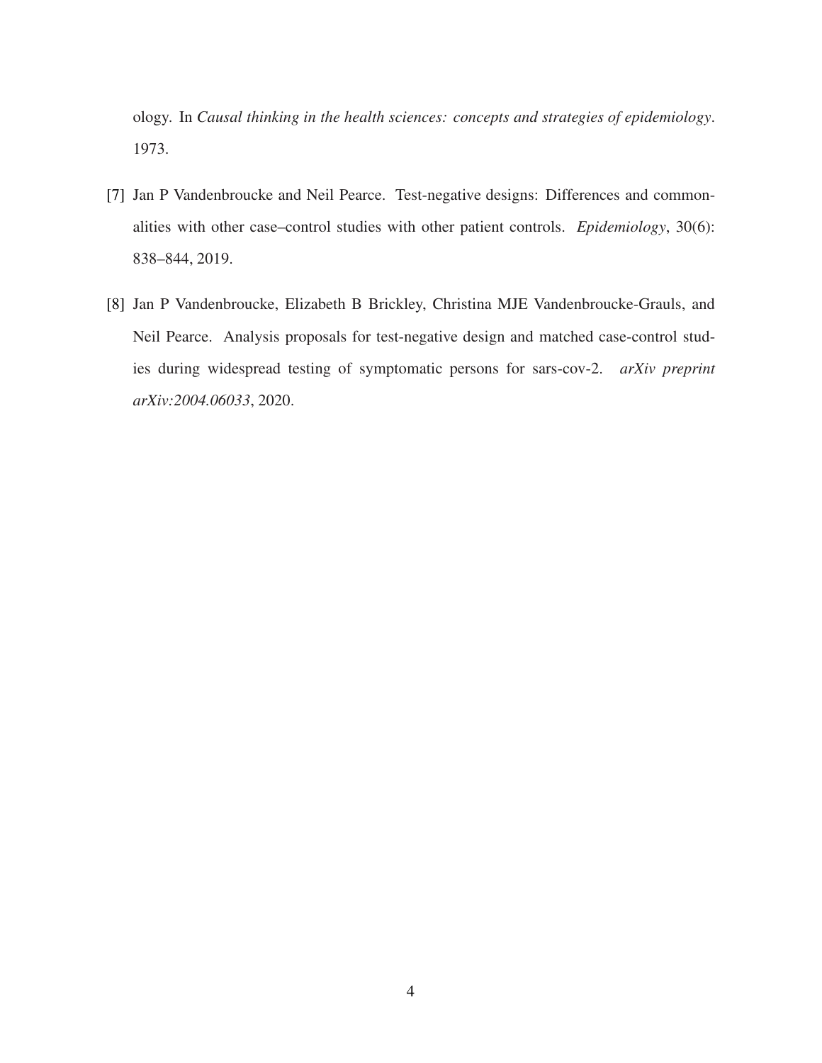ology. In *Causal thinking in the health sciences: concepts and strategies of epidemiology*. 1973.

[7] Jan P Vandenbroucke and Neil Pearce. Test-negative designs: Differences and commonalities with other case–control studies with other patient controls. *Epidemiology*, 30(6): 838–844, 2019.

[8] Jan P Vandenbroucke, Elizabeth B Brickley, Christina MJE Vandenbroucke-Grauls, and Neil Pearce. Analysis proposals for test-negative design and matched case-control studies during widespread testing of symptomatic persons for sars-cov-2. *arXiv preprint arXiv:2004.06033*, 2020.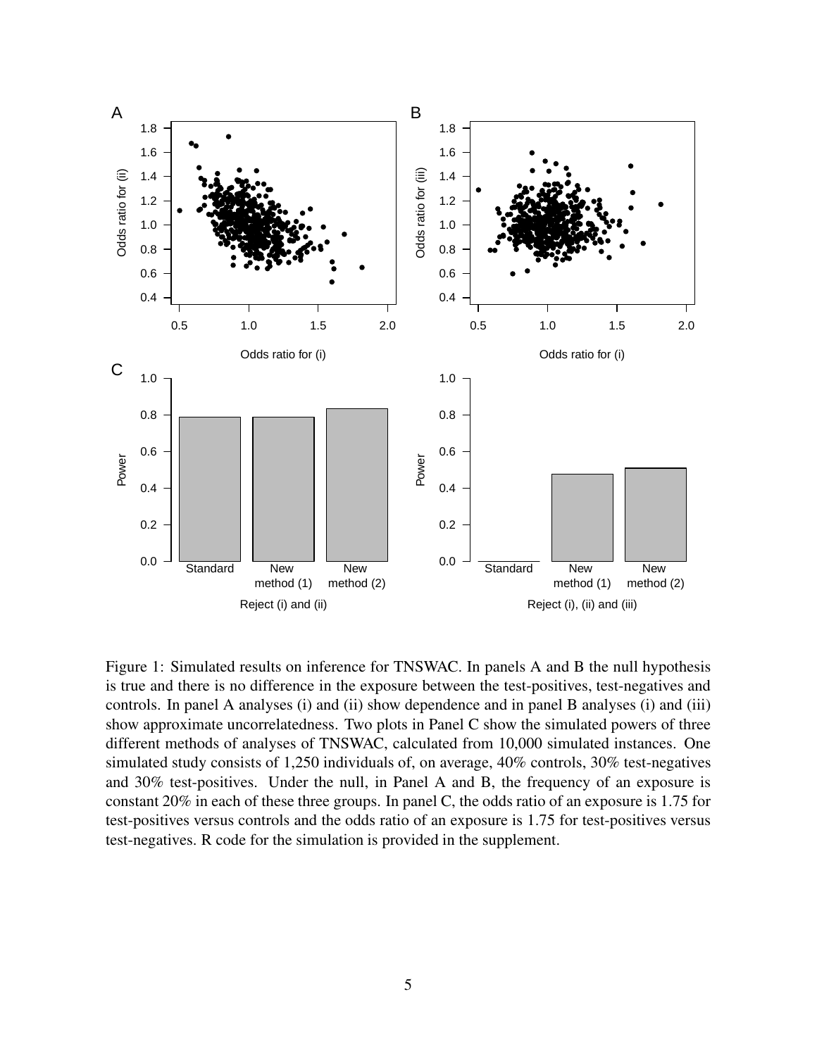Figure 1: Simulated results on inference for TNSWAC. In panels A and B the null hypothesis is true and there is no difference in the exposure between the test-positives, test-negatives and controls. In panel A analyses (i) and (ii) show dependence and in panel B analyses (i) and (iii) show approximate uncorrelatedness. Two plots in Panel C show the simulated powers of three different methods of analyses of TNSWAC, calculated from 10,000 simulated instances. One simulated study consists of 1,250 individuals of, on average, 40% controls, 30% test-negatives and 30% test-positives. Under the null, in Panel A and B, the frequency of an exposure is constant 20% in each of these three groups. In panel C, the odds ratio of an exposure is 1.75 for test-positives versus controls and the odds ratio of an exposure is 1.75 for test-positives versus test-negatives. R code for the simulation is provided in the supplement.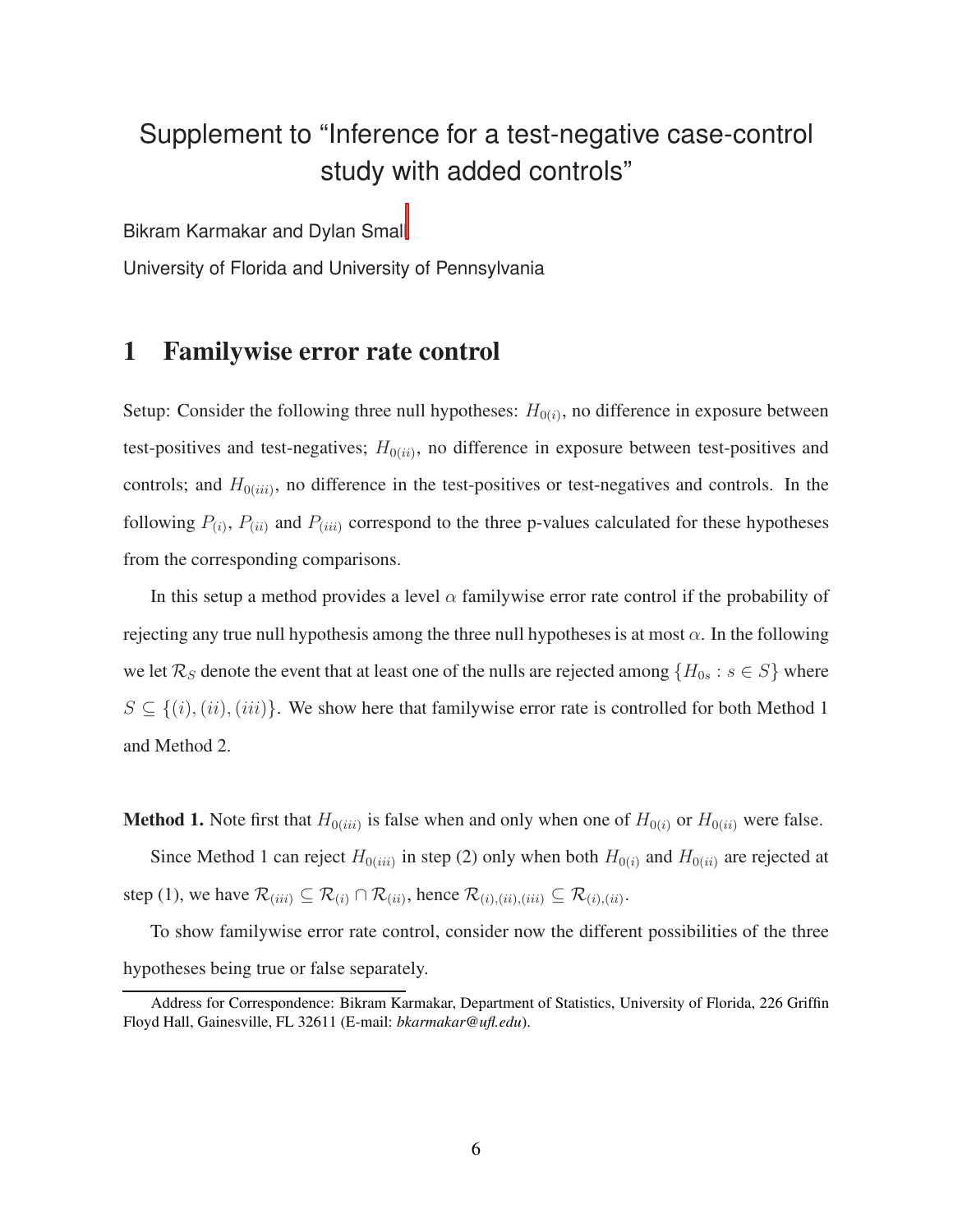# Supplement to "Inference for a test-negative case-control study with added controls"

Bikram Karmakar and Dylan Small

University of Florida and University of Pennsylvania

## 1 Familywise error rate control

Setup: Consider the following three null hypotheses: $H_{0(i)}$, no difference in exposure between test-positives and test-negatives; $H_{0(ii)}$, no difference in exposure between test-positives and controls; and $H_{0(iii)}$, no difference in the test-positives or test-negatives and controls. In the following $P_{(i)}$, $P_{(ii)}$ and $P_{(iii)}$ correspond to the three p-values calculated for these hypotheses from the corresponding comparisons.

In this setup a method provides a level $\alpha$ familywise error rate control if the probability of rejecting any true null hypothesis among the three null hypotheses is at most $\alpha$. In the following we let $\mathcal{R}_S$ denote the event that at least one of the nulls are rejected among $\{H_{0s} : s \in S\}$ where $S \subseteq \{(i), (ii), (iii)\}$. We show here that familywise error rate is controlled for both Method 1 and Method 2.

**Method 1.** Note first that $H_{0(iii)}$ is false when and only when one of $H_{0(i)}$ or $H_{0(ii)}$ were false.

Since Method 1 can reject $H_{0(iii)}$ in step (2) only when both $H_{0(i)}$ and $H_{0(ii)}$ are rejected at step (1), we have $\mathcal{R}_{(iii)} \subseteq \mathcal{R}_{(i)} \cap \mathcal{R}_{(ii)}$, hence $\mathcal{R}_{(i),(ii),(iii)} \subseteq \mathcal{R}_{(i),(ii)}$.

To show familywise error rate control, consider now the different possibilities of the three hypotheses being true or false separately.

Address for Correspondence: Bikram Karmakar, Department of Statistics, University of Florida, 226 Griffin Floyd Hall, Gainesville, FL 32611 (E-mail: *bkarmakar@ufl.edu*).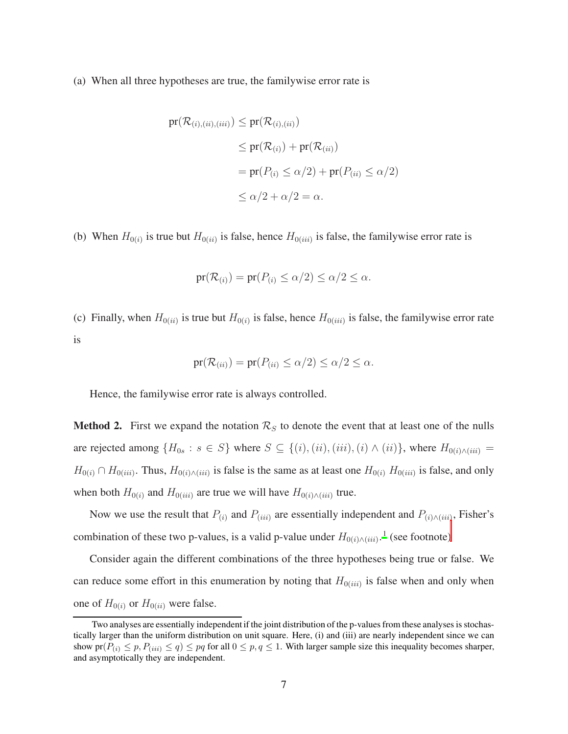(a) When all three hypotheses are true, the familywise error rate is

$$
\begin{aligned}
\text{pr}(\mathcal{R}_{(i),(ii),(iii)}) &\leq \text{pr}(\mathcal{R}_{(i),(ii)}) \\
&\leq \text{pr}(\mathcal{R}_{(i)}) + \text{pr}(\mathcal{R}_{(ii)}) \\
&= \text{pr}(P_{(i)} \leq \alpha/2) + \text{pr}(P_{(ii)} \leq \alpha/2) \\
&\leq \alpha/2 + \alpha/2 = \alpha.
\end{aligned}
$$

(b) When $H_{0(i)}$ is true but $H_{0(ii)}$ is false, hence $H_{0(iii)}$ is false, the familywise error rate is

$$
\text{pr}(\mathcal{R}_{(i)}) = \text{pr}(P_{(i)} \leq \alpha/2) \leq \alpha/2 \leq \alpha.
$$

(c) Finally, when $H_{0(ii)}$ is true but $H_{0(i)}$ is false, hence $H_{0(iii)}$ is false, the familywise error rate is

$$
\text{pr}(\mathcal{R}_{(ii)}) = \text{pr}(P_{(ii)} \leq \alpha/2) \leq \alpha/2 \leq \alpha.
$$

Hence, the familywise error rate is always controlled.

**Method 2.** First we expand the notation $\mathcal{R}_S$ to denote the event that at least one of the nulls are rejected among $\{H_{0s} : s \in S\}$ where $S \subseteq \{(i), (ii), (iii), (i) \wedge (ii)\}$, where $H_{0(i)\wedge(iii)} = H_{0(i)} \cap H_{0(iii)}$. Thus, $H_{0(i)\wedge(iii)}$ is false is the same as at least one $H_{0(i)}$ $H_{0(iii)}$ is false, and only when both $H_{0(i)}$ and $H_{0(iii)}$ are true we will have $H_{0(i)\wedge(iii)}$ true.

Now we use the result that $P_{(i)}$ and $P_{(iii)}$ are essentially independent and $P_{(i)\wedge(iii)}$, Fisher's combination of these two p-values, is a valid p-value under $H_{0(i)\wedge(iii)}$.[1] (see footnote)

Consider again the different combinations of the three hypotheses being true or false. We can reduce some effort in this enumeration by noting that $H_{0(iii)}$ is false when and only when one of $H_{0(i)}$ or $H_{0(ii)}$ were false.

---

[1] Two analyses are essentially independent if the joint distribution of the p-values from these analyses is stochastically larger than the uniform distribution on unit square. Here, (i) and (iii) are nearly independent since we can show $\text{pr}(P_{(i)} \leq p, P_{(iii)} \leq q) \leq pq$ for all $0 \leq p, q \leq 1$. With larger sample size this inequality becomes sharper, and asymptotically they are independent.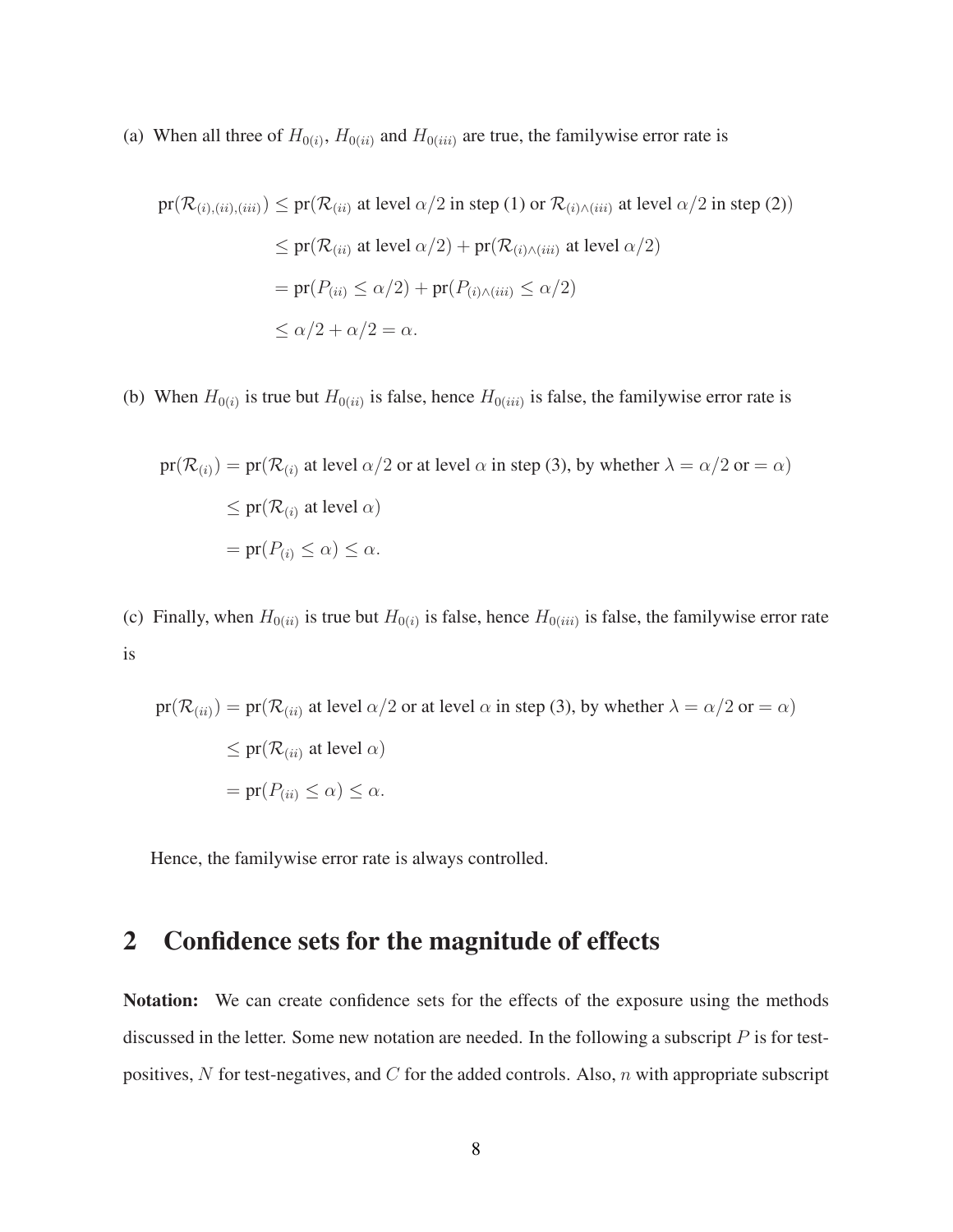(a) When all three of $H_{0(i)}$, $H_{0(ii)}$ and $H_{0(iii)}$ are true, the familywise error rate is

$$
\begin{aligned}
\text{pr}(\mathcal{R}_{(i),(ii),(iii)}) &\leq \text{pr}(\mathcal{R}_{(ii)} \text{ at level } \alpha/2 \text{ in step (1) or } \mathcal{R}_{(i)\wedge(iii)} \text{ at level } \alpha/2 \text{ in step (2)}) \\
&\leq \text{pr}(\mathcal{R}_{(ii)} \text{ at level } \alpha/2) + \text{pr}(\mathcal{R}_{(i)\wedge(iii)} \text{ at level } \alpha/2) \\
&= \text{pr}(P_{(ii)} \leq \alpha/2) + \text{pr}(P_{(i)\wedge(iii)} \leq \alpha/2) \\
&\leq \alpha/2 + \alpha/2 = \alpha.
\end{aligned}
$$

(b) When $H_{0(i)}$ is true but $H_{0(ii)}$ is false, hence $H_{0(iii)}$ is false, the familywise error rate is

$$
\begin{aligned}
\text{pr}(\mathcal{R}_{(i)}) &= \text{pr}(\mathcal{R}_{(i)} \text{ at level } \alpha/2 \text{ or at level } \alpha \text{ in step (3), by whether } \lambda = \alpha/2 \text{ or } = \alpha) \\
&\leq \text{pr}(\mathcal{R}_{(i)} \text{ at level } \alpha) \\
&= \text{pr}(P_{(i)} \leq \alpha) \leq \alpha.
\end{aligned}
$$

(c) Finally, when $H_{0(ii)}$ is true but $H_{0(i)}$ is false, hence $H_{0(iii)}$ is false, the familywise error rate is

$$
\begin{aligned}
\text{pr}(\mathcal{R}_{(ii)}) &= \text{pr}(\mathcal{R}_{(ii)} \text{ at level } \alpha/2 \text{ or at level } \alpha \text{ in step (3), by whether } \lambda = \alpha/2 \text{ or } = \alpha) \\
&\leq \text{pr}(\mathcal{R}_{(ii)} \text{ at level } \alpha) \\
&= \text{pr}(P_{(ii)} \leq \alpha) \leq \alpha.
\end{aligned}
$$

Hence, the familywise error rate is always controlled.

## 2 Confidence sets for the magnitude of effects

**Notation:** We can create confidence sets for the effects of the exposure using the methods discussed in the letter. Some new notation are needed. In the following a subscript $P$ is for test-positives, $N$ for test-negatives, and $C$ for the added controls. Also, $n$ with appropriate subscript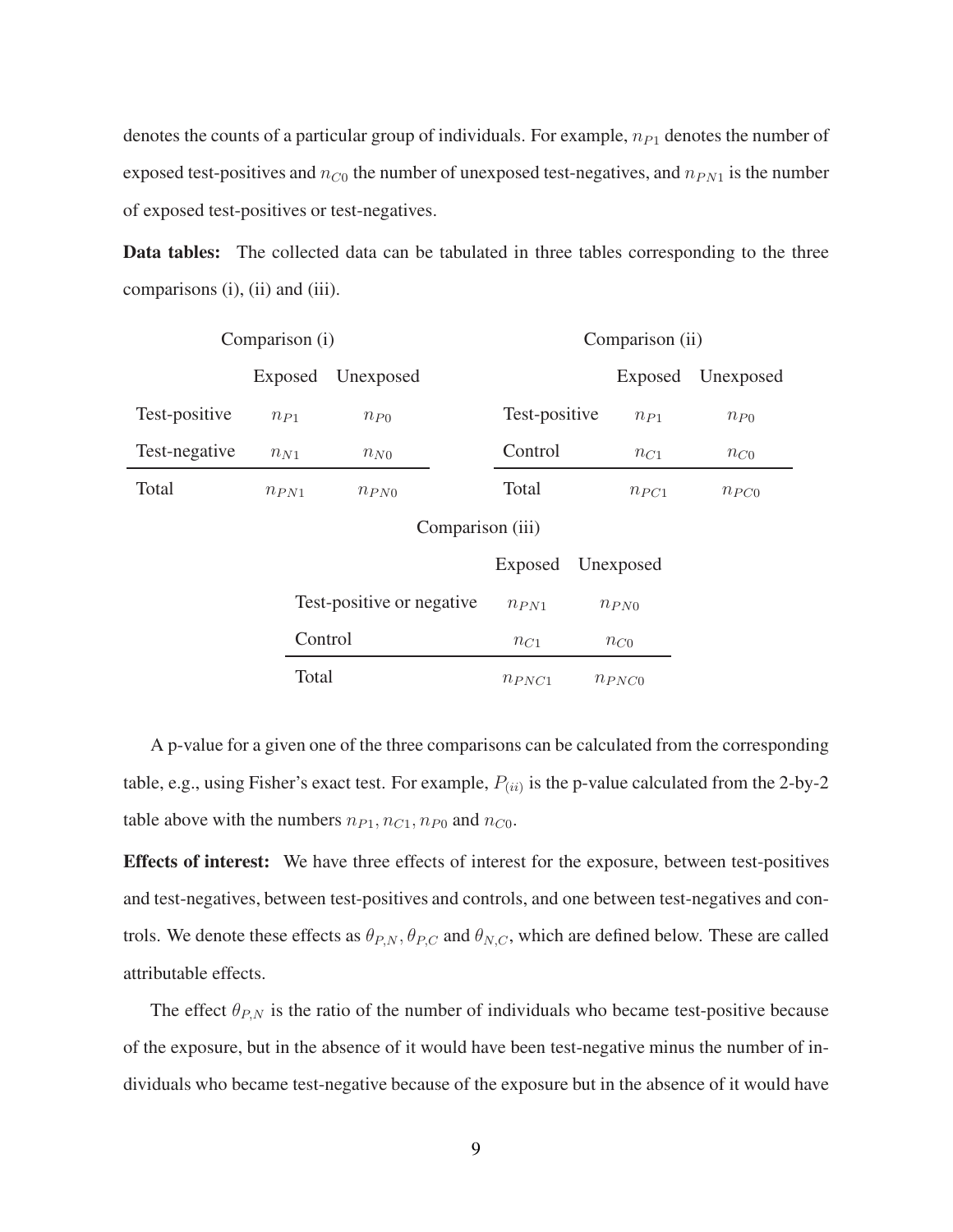denotes the counts of a particular group of individuals. For example, $n_{P1}$ denotes the number of exposed test-positives and $n_{C0}$ the number of unexposed test-negatives, and $n_{PN1}$ is the number of exposed test-positives or test-negatives.

**Data tables:** The collected data can be tabulated in three tables corresponding to the three comparisons (i), (ii) and (iii).

Comparison (i)

| | Exposed | Unexposed |
|---|---|---|
| Test-positive | $n_{P1}$ | $n_{P0}$ |
| Test-negative | $n_{N1}$ | $n_{N0}$ |
| Total | $n_{PN1}$ | $n_{PN0}$ |

Comparison (ii)

| | Exposed | Unexposed |
|---|---|---|
| Test-positive | $n_{P1}$ | $n_{P0}$ |
| Control | $n_{C1}$ | $n_{C0}$ |
| Total | $n_{PC1}$ | $n_{PC0}$ |

Comparison (iii)

| | Exposed | Unexposed |
|---|---|---|
| Test-positive or negative | $n_{PN1}$ | $n_{PN0}$ |
| Control | $n_{C1}$ | $n_{C0}$ |
| Total | $n_{PNC1}$ | $n_{PNC0}$ |

A p-value for a given one of the three comparisons can be calculated from the corresponding table, e.g., using Fisher's exact test. For example, $P_{(ii)}$ is the p-value calculated from the 2-by-2 table above with the numbers $n_{P1}, n_{C1}, n_{P0}$ and $n_{C0}$.

**Effects of interest:** We have three effects of interest for the exposure, between test-positives and test-negatives, between test-positives and controls, and one between test-negatives and controls. We denote these effects as $\theta_{P,N}, \theta_{P,C}$ and $\theta_{N,C}$, which are defined below. These are called attributable effects.

The effect $\theta_{P,N}$ is the ratio of the number of individuals who became test-positive because of the exposure, but in the absence of it would have been test-negative minus the number of individuals who became test-negative because of the exposure but in the absence of it would have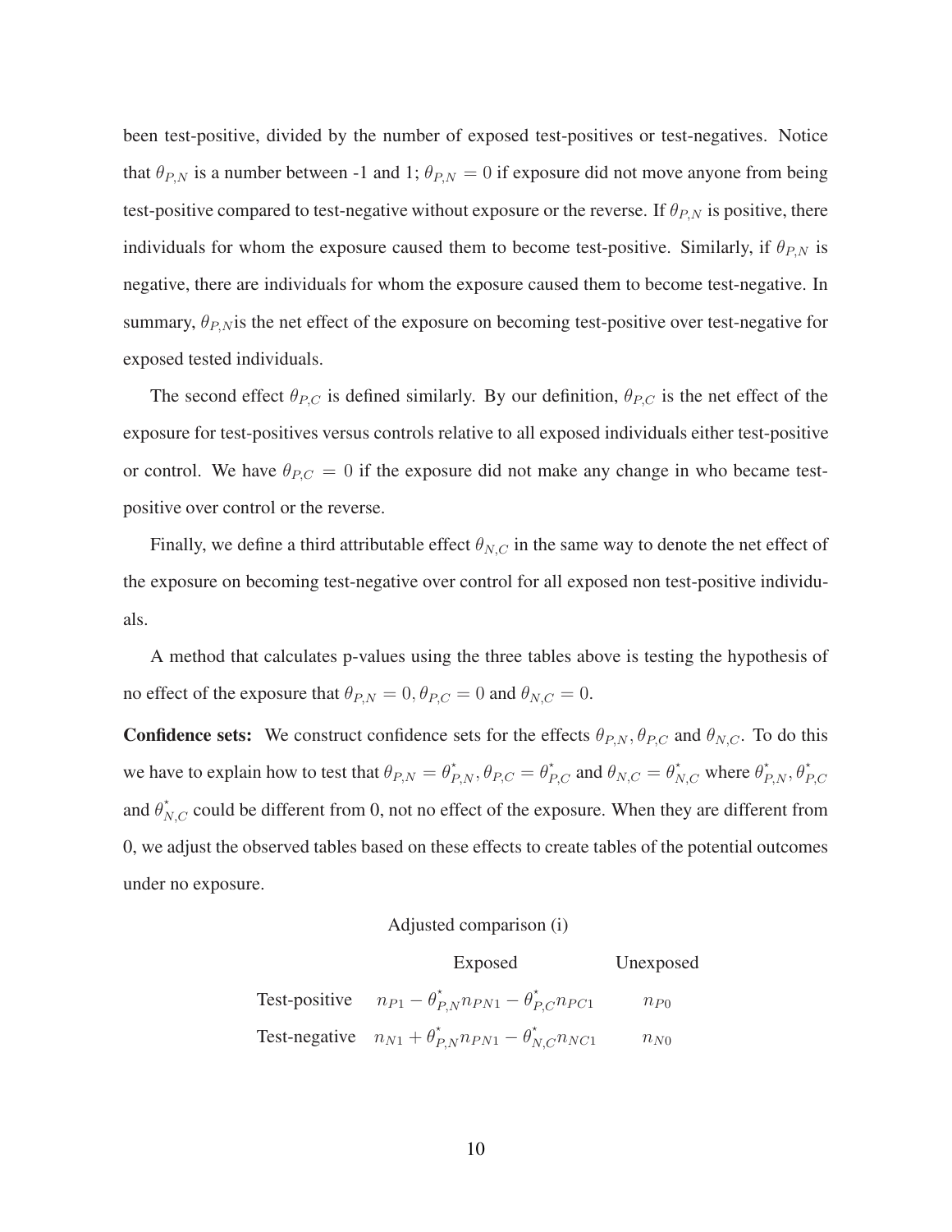been test-positive, divided by the number of exposed test-positives or test-negatives. Notice that $\theta_{P,N}$ is a number between -1 and 1; $\theta_{P,N} = 0$ if exposure did not move anyone from being test-positive compared to test-negative without exposure or the reverse. If $\theta_{P,N}$ is positive, there individuals for whom the exposure caused them to become test-positive. Similarly, if $\theta_{P,N}$ is negative, there are individuals for whom the exposure caused them to become test-negative. In summary, $\theta_{P,N}$is the net effect of the exposure on becoming test-positive over test-negative for exposed tested individuals.

The second effect $\theta_{P,C}$ is defined similarly. By our definition, $\theta_{P,C}$ is the net effect of the exposure for test-positives versus controls relative to all exposed individuals either test-positive or control. We have $\theta_{P,C} = 0$ if the exposure did not make any change in who became test-positive over control or the reverse.

Finally, we define a third attributable effect $\theta_{N,C}$ in the same way to denote the net effect of the exposure on becoming test-negative over control for all exposed non test-positive individuals.

A method that calculates p-values using the three tables above is testing the hypothesis of no effect of the exposure that $\theta_{P,N} = 0, \theta_{P,C} = 0$ and $\theta_{N,C} = 0$.

**Confidence sets:** We construct confidence sets for the effects $\theta_{P,N}, \theta_{P,C}$ and $\theta_{N,C}$. To do this we have to explain how to test that $\theta_{P,N} = \theta^{\star}_{P,N}, \theta_{P,C} = \theta^{\star}_{P,C}$ and $\theta_{N,C} = \theta^{\star}_{N,C}$ where $\theta^{\star}_{P,N}, \theta^{\star}_{P,C}$ and $\theta^{\star}_{N,C}$ could be different from 0, not no effect of the exposure. When they are different from 0, we adjust the observed tables based on these effects to create tables of the potential outcomes under no exposure.

Adjusted comparison (i)

| | Exposed | Unexposed |
|---|---|---|
| Test-positive | $n_{P1} - \theta^{\star}_{P,N} n_{PN1} - \theta^{\star}_{P,C} n_{PC1}$ | $n_{P0}$ |
| Test-negative | $n_{N1} + \theta^{\star}_{P,N} n_{PN1} - \theta^{\star}_{N,C} n_{NC1}$ | $n_{N0}$ |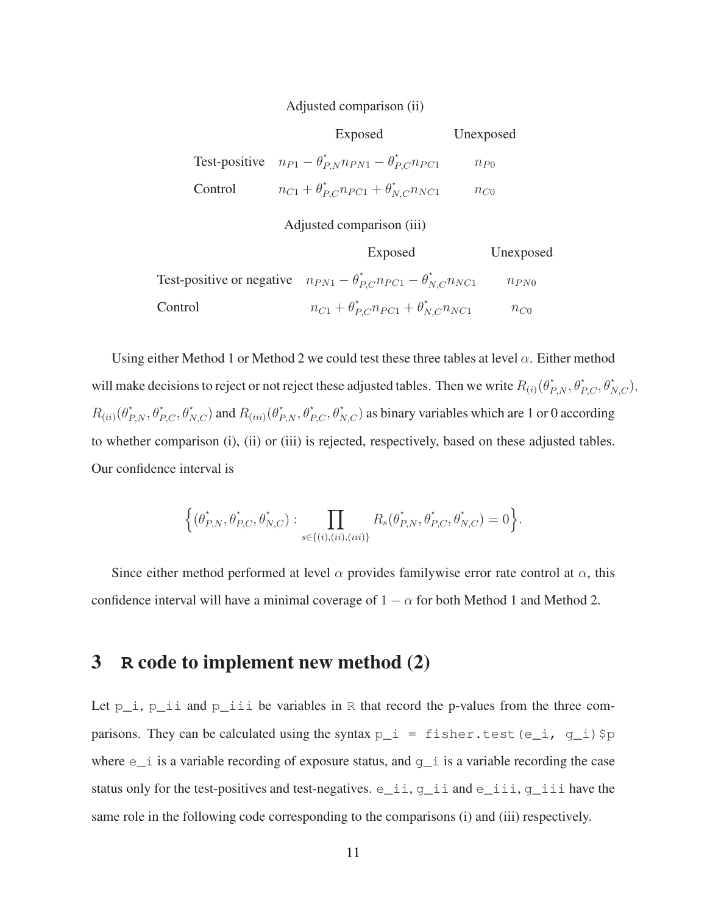Adjusted comparison (ii)

| | Exposed | Unexposed |
|---|---|---|
| Test-positive | $n_{P1} - \theta^{\star}_{P,N} n_{PN1} - \theta^{\star}_{P,C} n_{PC1}$ | $n_{P0}$ |
| Control | $n_{C1} + \theta^{\star}_{P,C} n_{PC1} + \theta^{\star}_{N,C} n_{NC1}$ | $n_{C0}$ |

Adjusted comparison (iii)

| | Exposed | Unexposed |
|---|---|---|
| Test-positive or negative | $n_{PN1} - \theta^{\star}_{P,C} n_{PC1} - \theta^{\star}_{N,C} n_{NC1}$ | $n_{PN0}$ |
| Control | $n_{C1} + \theta^{\star}_{P,C} n_{PC1} + \theta^{\star}_{N,C} n_{NC1}$ | $n_{C0}$ |

Using either Method 1 or Method 2 we could test these three tables at level $\alpha$. Either method will make decisions to reject or not reject these adjusted tables. Then we write $R_{(i)}(\theta^{\star}_{P,N}, \theta^{\star}_{P,C}, \theta^{\star}_{N,C})$, $R_{(ii)}(\theta^{\star}_{P,N}, \theta^{\star}_{P,C}, \theta^{\star}_{N,C})$ and $R_{(iii)}(\theta^{\star}_{P,N}, \theta^{\star}_{P,C}, \theta^{\star}_{N,C})$ as binary variables which are 1 or 0 according to whether comparison (i), (ii) or (iii) is rejected, respectively, based on these adjusted tables. Our confidence interval is

$$\Big\{(\theta^{\star}_{P,N}, \theta^{\star}_{P,C}, \theta^{\star}_{N,C}) : \prod_{s \in \{(i),(ii),(iii)\}} R_s(\theta^{\star}_{P,N}, \theta^{\star}_{P,C}, \theta^{\star}_{N,C}) = 0\Big\}.$$

Since either method performed at level $\alpha$ provides familywise error rate control at $\alpha$, this confidence interval will have a minimal coverage of $1 - \alpha$ for both Method 1 and Method 2.

## 3 R code to implement new method (2)

Let `p_i`, `p_ii` and `p_iii` be variables in `R` that record the p-values from the three comparisons. They can be calculated using the syntax `p_i = fisher.test(e_i, g_i)$p` where `e_i` is a variable recording of exposure status, and `g_i` is a variable recording the case status only for the test-positives and test-negatives. `e_ii`, `g_ii` and `e_iii`, `g_iii` have the same role in the following code corresponding to the comparisons (i) and (iii) respectively.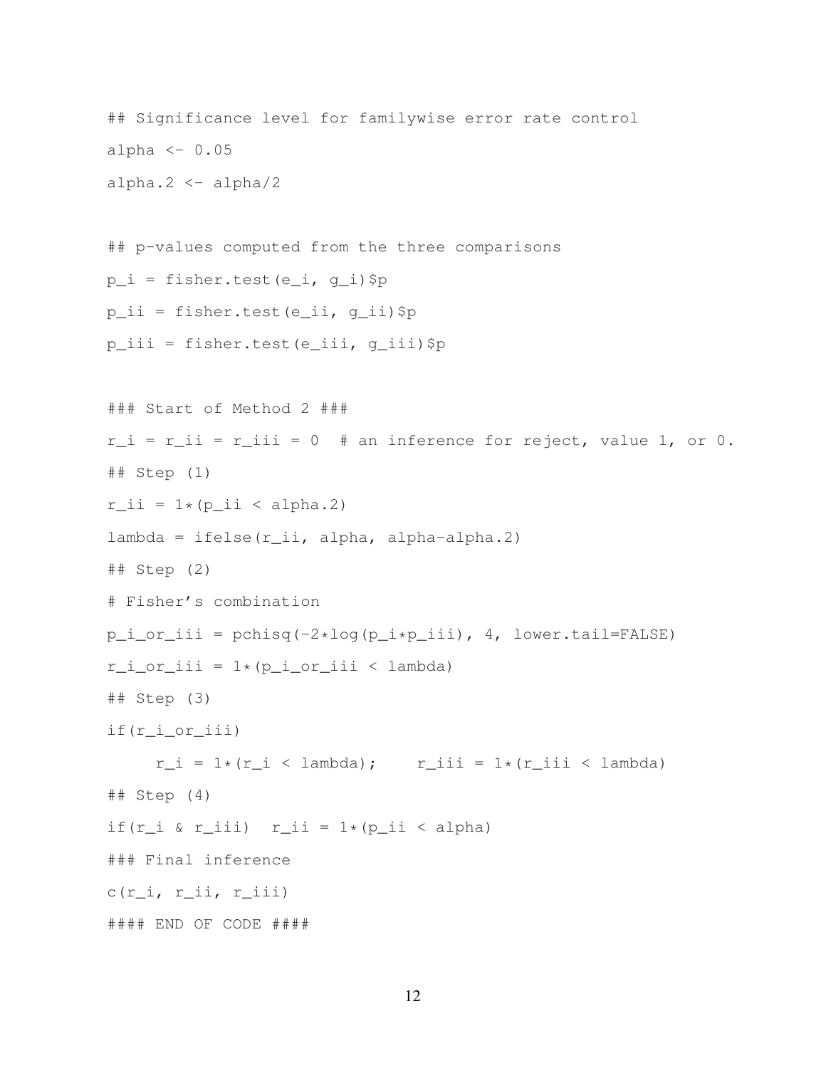```
## Significance level for familywise error rate control
alpha <- 0.05
alpha.2 <- alpha/2

## p-values computed from the three comparisons
p_i = fisher.test(e_i, g_i)$p
p_ii = fisher.test(e_ii, g_ii)$p
p_iii = fisher.test(e_iii, g_iii)$p

### Start of Method 2 ###
r_i = r_ii = r_iii = 0  # an inference for reject, value 1, or 0.
## Step (1)
r_ii = 1*(p_ii < alpha.2)
lambda = ifelse(r_ii, alpha, alpha-alpha.2)
## Step (2)
# Fisher's combination
p_i_or_iii = pchisq(-2*log(p_i*p_iii), 4, lower.tail=FALSE)
r_i_or_iii = 1*(p_i_or_iii < lambda)
## Step (3)
if(r_i_or_iii)
     r_i = 1*(r_i < lambda);    r_iii = 1*(r_iii < lambda)
## Step (4)
if(r_i & r_iii)  r_ii = 1*(p_ii < alpha)
### Final inference
c(r_i, r_ii, r_iii)
#### END OF CODE ####
```